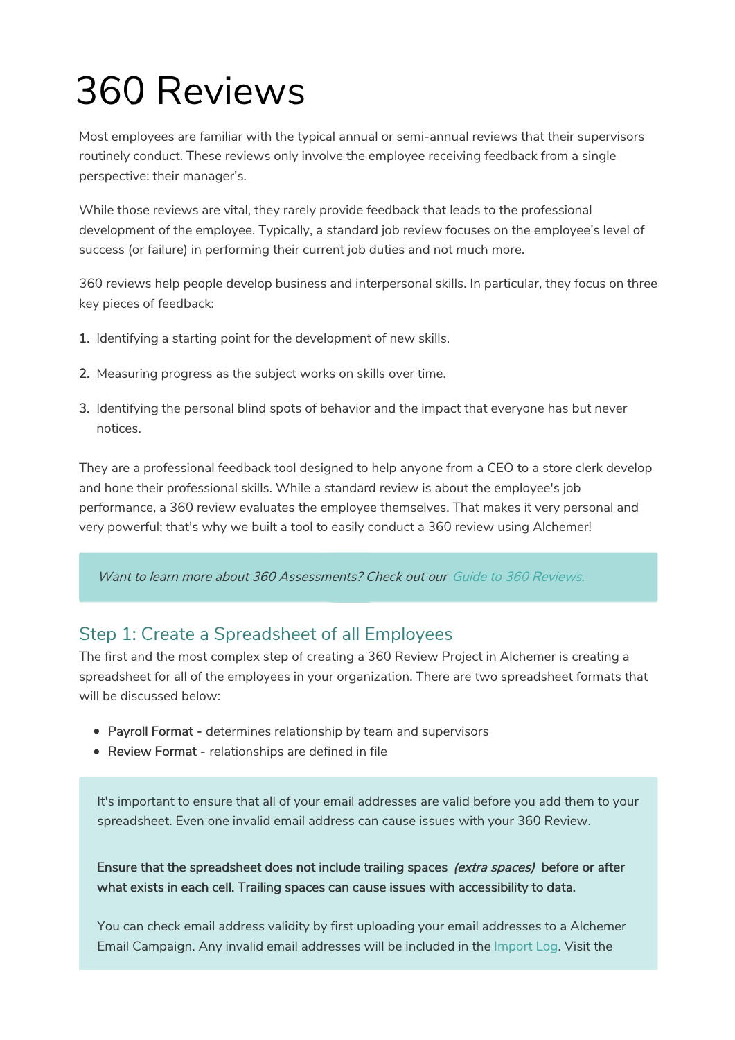# 360 Reviews

Most employees are familiar with the typical annual or semi-annual reviews that their supervisors routinely conduct. These reviews only involve the employee receiving feedback from a single perspective: their manager's.

While those reviews are vital, they rarely provide feedback that leads to the professional development of the employee. Typically, a standard job review focuses on the employee's level of success (or failure) in performing their current job duties and not much more.

360 reviews help people develop business and interpersonal skills. In particular, they focus on three key pieces of feedback:

1. Identifying a starting point for the development of new skills.
2. Measuring progress as the subject works on skills over time.
3. Identifying the personal blind spots of behavior and the impact that everyone has but never notices.

They are a professional feedback tool designed to help anyone from a CEO to a store clerk develop and hone their professional skills. While a standard review is about the employee's job performance, a 360 review evaluates the employee themselves. That makes it very personal and very powerful; that's why we built a tool to easily conduct a 360 review using Alchemer!

> *Want to learn more about 360 Assessments? Check out our Guide to 360 Reviews.*

## Step 1: Create a Spreadsheet of all Employees

The first and the most complex step of creating a 360 Review Project in Alchemer is creating a spreadsheet for all of the employees in your organization. There are two spreadsheet formats that will be discussed below:

- **Payroll Format -** determines relationship by team and supervisors
- **Review Format -** relationships are defined in file

> It's important to ensure that all of your email addresses are valid before you add them to your spreadsheet. Even one invalid email address can cause issues with your 360 Review.
>
> **Ensure that the spreadsheet does not include trailing spaces *(extra spaces)* before or after what exists in each cell. Trailing spaces can cause issues with accessibility to data.**
>
> You can check email address validity by first uploading your email addresses to a Alchemer Email Campaign. Any invalid email addresses will be included in the Import Log. Visit the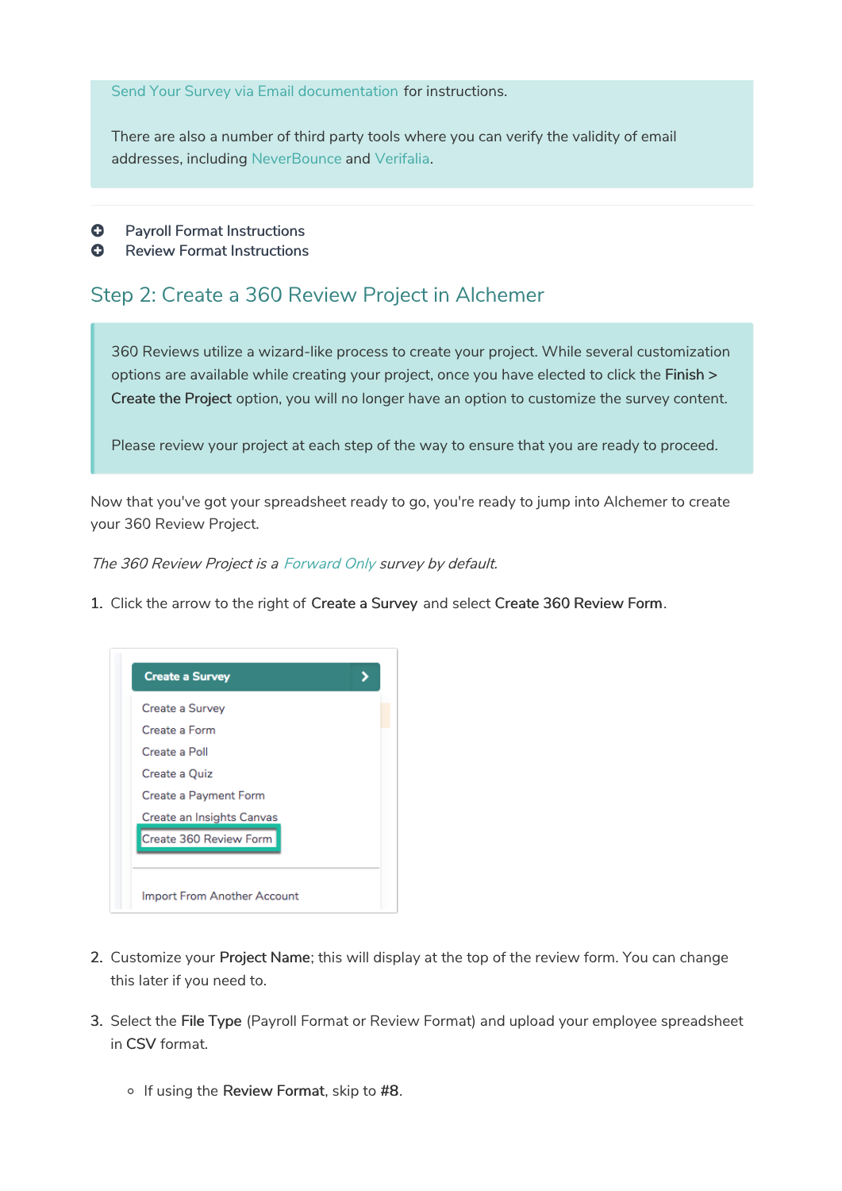Send Your Survey via Email documentation for instructions.

There are also a number of third party tools where you can verify the validity of email addresses, including NeverBounce and Verifalia.

- Payroll Format Instructions
- Review Format Instructions

## Step 2: Create a 360 Review Project in Alchemer

360 Reviews utilize a wizard-like process to create your project. While several customization options are available while creating your project, once you have elected to click the **Finish > Create the Project** option, you will no longer have an option to customize the survey content.

Please review your project at each step of the way to ensure that you are ready to proceed.

Now that you've got your spreadsheet ready to go, you're ready to jump into Alchemer to create your 360 Review Project.

*The 360 Review Project is a Forward Only survey by default.*

1. Click the arrow to the right of **Create a Survey** and select **Create 360 Review Form**.

2. Customize your **Project Name**; this will display at the top of the review form. You can change this later if you need to.

3. Select the **File Type** (Payroll Format or Review Format) and upload your employee spreadsheet in **CSV** format.

   - If using the **Review Format**, skip to **#8**.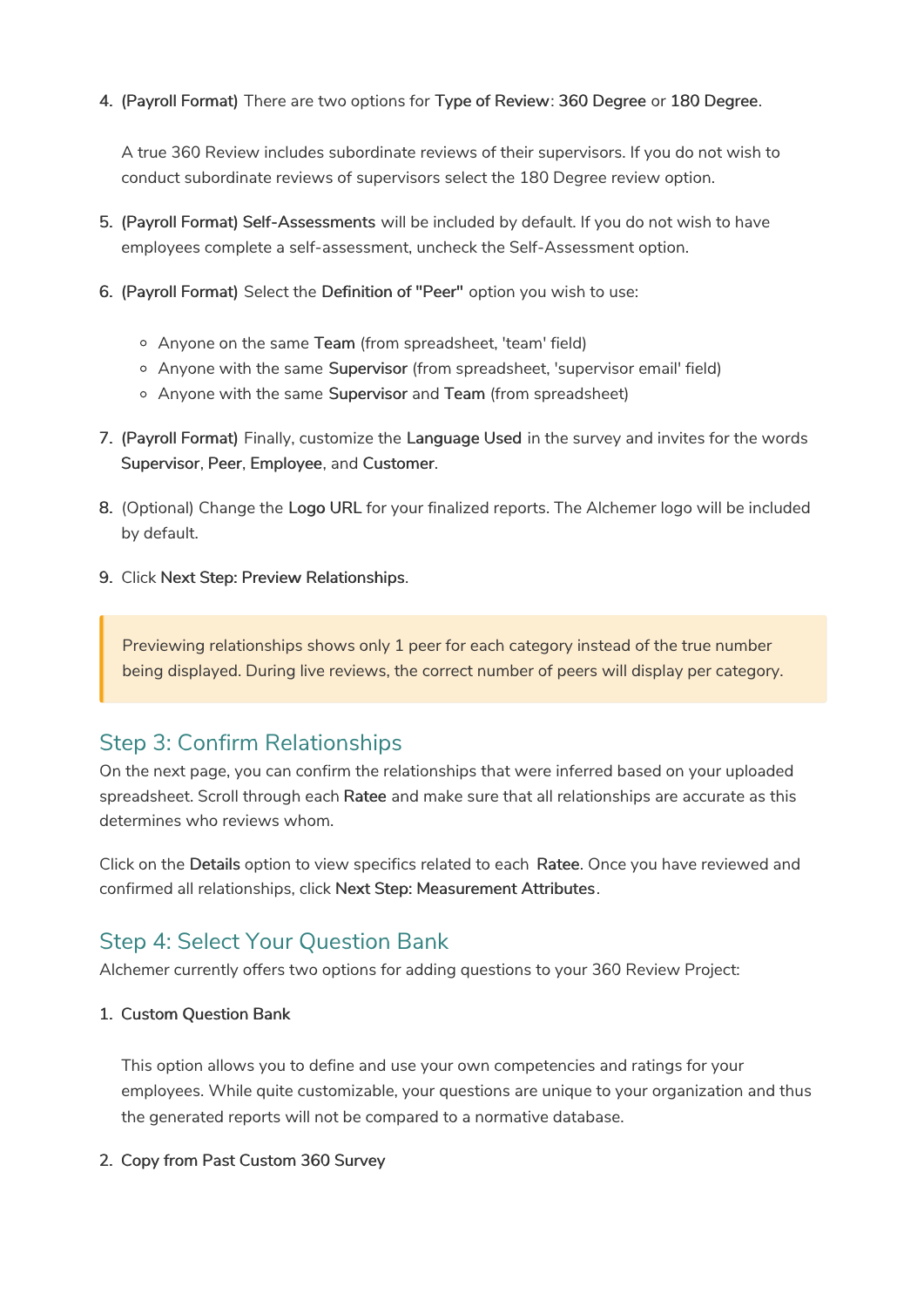4. **(Payroll Format)** There are two options for **Type of Review**: **360 Degree** or **180 Degree**.

   A true 360 Review includes subordinate reviews of their supervisors. If you do not wish to conduct subordinate reviews of supervisors select the 180 Degree review option.

5. **(Payroll Format) Self-Assessments** will be included by default. If you do not wish to have employees complete a self-assessment, uncheck the Self-Assessment option.

6. **(Payroll Format)** Select the **Definition of "Peer"** option you wish to use:

   - Anyone on the same **Team** (from spreadsheet, 'team' field)
   - Anyone with the same **Supervisor** (from spreadsheet, 'supervisor email' field)
   - Anyone with the same **Supervisor** and **Team** (from spreadsheet)

7. **(Payroll Format)** Finally, customize the **Language Used** in the survey and invites for the words **Supervisor**, **Peer**, **Employee**, and **Customer**.

8. (Optional) Change the **Logo URL** for your finalized reports. The Alchemer logo will be included by default.

9. Click **Next Step: Preview Relationships**.

> Previewing relationships shows only 1 peer for each category instead of the true number being displayed. During live reviews, the correct number of peers will display per category.

## Step 3: Confirm Relationships

On the next page, you can confirm the relationships that were inferred based on your uploaded spreadsheet. Scroll through each **Ratee** and make sure that all relationships are accurate as this determines who reviews whom.

Click on the **Details** option to view specifics related to each **Ratee**. Once you have reviewed and confirmed all relationships, click **Next Step: Measurement Attributes**.

## Step 4: Select Your Question Bank

Alchemer currently offers two options for adding questions to your 360 Review Project:

1. **Custom Question Bank**

   This option allows you to define and use your own competencies and ratings for your employees. While quite customizable, your questions are unique to your organization and thus the generated reports will not be compared to a normative database.

2. **Copy from Past Custom 360 Survey**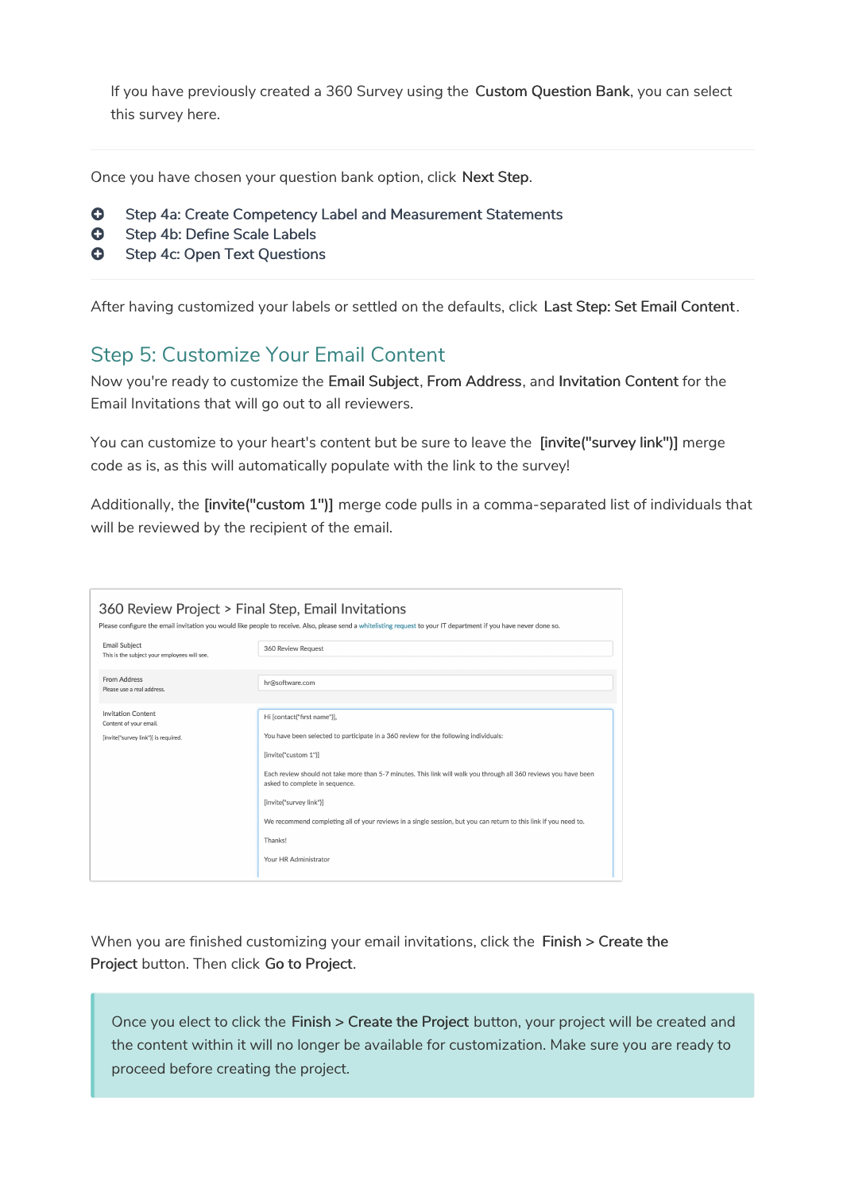If you have previously created a 360 Survey using the **Custom Question Bank**, you can select this survey here.

---

Once you have chosen your question bank option, click **Next Step**.

- Step 4a: Create Competency Label and Measurement Statements
- Step 4b: Define Scale Labels
- Step 4c: Open Text Questions

---

After having customized your labels or settled on the defaults, click **Last Step: Set Email Content**.

## Step 5: Customize Your Email Content

Now you're ready to customize the **Email Subject**, **From Address**, and **Invitation Content** for the Email Invitations that will go out to all reviewers.

You can customize to your heart's content but be sure to leave the **[invite("survey link")]** merge code as is, as this will automatically populate with the link to the survey!

Additionally, the **[invite("custom 1")]** merge code pulls in a comma-separated list of individuals that will be reviewed by the recipient of the email.

360 Review Project > Final Step, Email Invitations

Please configure the email invitation you would like people to receive. Also, please send a whitelisting request to your IT department if you have never done so.

| | |
|---|---|
| Email Subject<br>This is the subject your employees will see. | 360 Review Request |
| From Address<br>Please use a real address. | hr@software.com |
| Invitation Content<br>Content of your email.<br>[invite("survey link")] is required. | Hi [contact("first name")],<br>You have been selected to participate in a 360 review for the following individuals:<br>[invite("custom 1")]<br>Each review should not take more than 5-7 minutes. This link will walk you through all 360 reviews you have been asked to complete in sequence.<br>[invite("survey link")]<br>We recommend completing all of your reviews in a single session, but you can return to this link if you need to.<br>Thanks!<br>Your HR Administrator |

When you are finished customizing your email invitations, click the **Finish > Create the Project** button. Then click **Go to Project**.

> Once you elect to click the **Finish > Create the Project** button, your project will be created and the content within it will no longer be available for customization. Make sure you are ready to proceed before creating the project.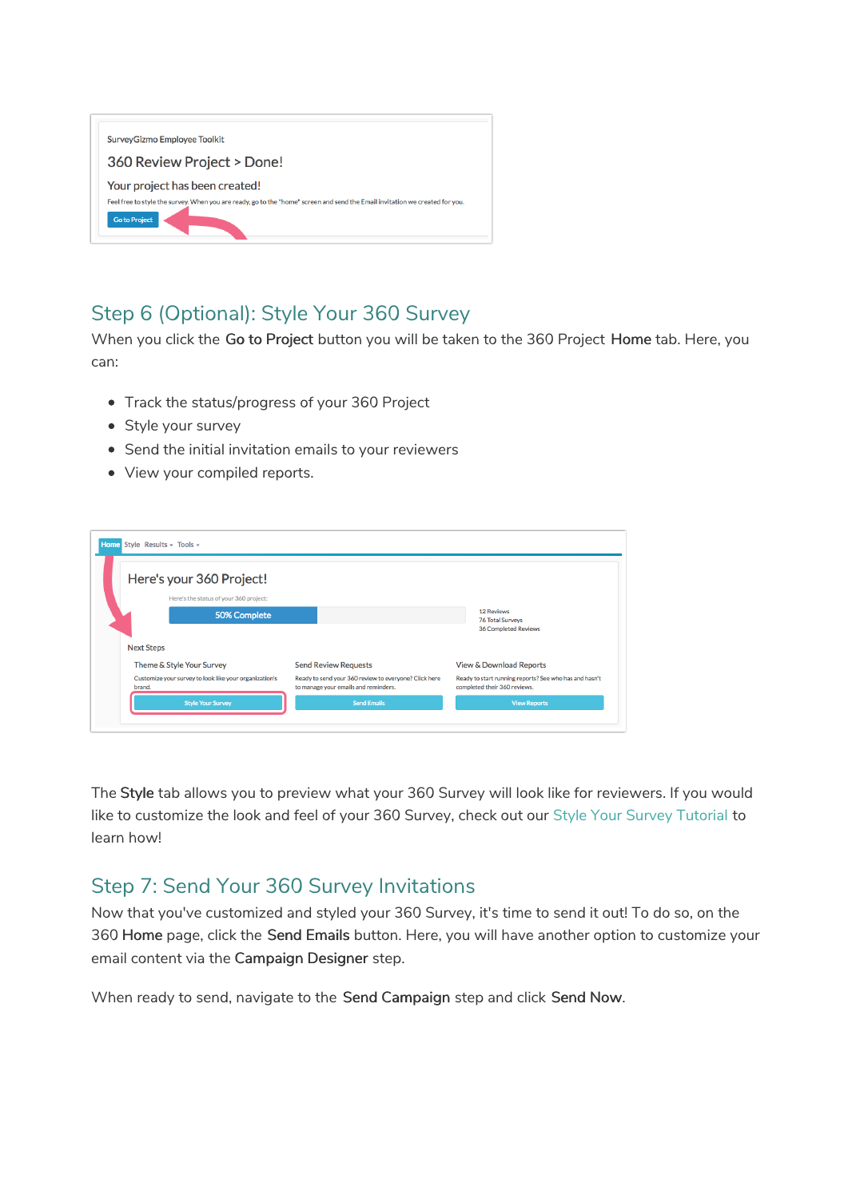## Step 6 (Optional): Style Your 360 Survey

When you click the **Go to Project** button you will be taken to the 360 Project **Home** tab. Here, you can:

- Track the status/progress of your 360 Project
- Style your survey
- Send the initial invitation emails to your reviewers
- View your compiled reports.

The **Style** tab allows you to preview what your 360 Survey will look like for reviewers. If you would like to customize the look and feel of your 360 Survey, check out our Style Your Survey Tutorial to learn how!

## Step 7: Send Your 360 Survey Invitations

Now that you've customized and styled your 360 Survey, it's time to send it out! To do so, on the 360 **Home** page, click the **Send Emails** button. Here, you will have another option to customize your email content via the **Campaign Designer** step.

When ready to send, navigate to the **Send Campaign** step and click **Send Now**.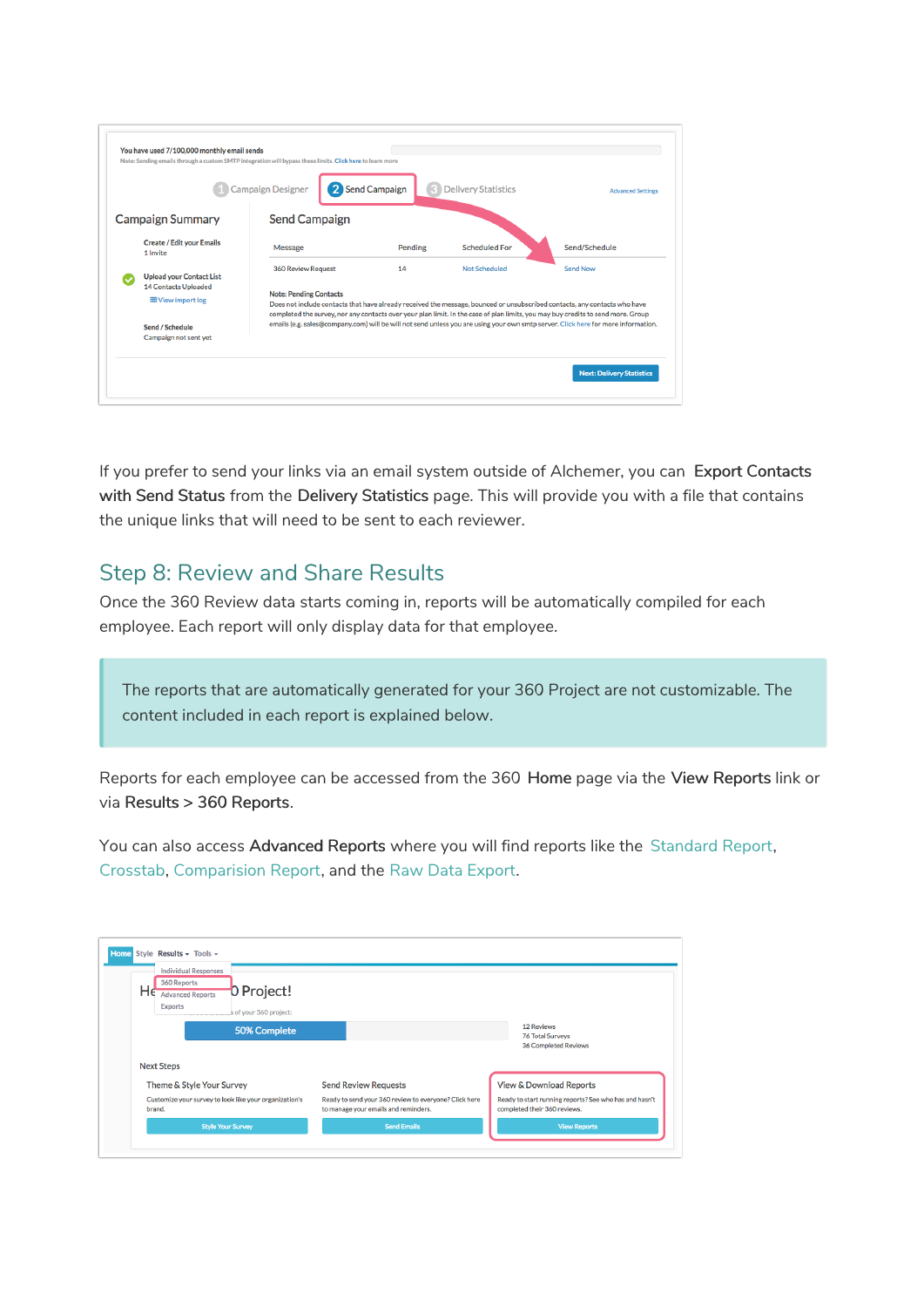If you prefer to send your links via an email system outside of Alchemer, you can **Export Contacts with Send Status** from the **Delivery Statistics** page. This will provide you with a file that contains the unique links that will need to be sent to each reviewer.

## Step 8: Review and Share Results

Once the 360 Review data starts coming in, reports will be automatically compiled for each employee. Each report will only display data for that employee.

> The reports that are automatically generated for your 360 Project are not customizable. The content included in each report is explained below.

Reports for each employee can be accessed from the 360 **Home** page via the **View Reports** link or via **Results > 360 Reports**.

You can also access **Advanced Reports** where you will find reports like the Standard Report, Crosstab, Comparision Report, and the Raw Data Export.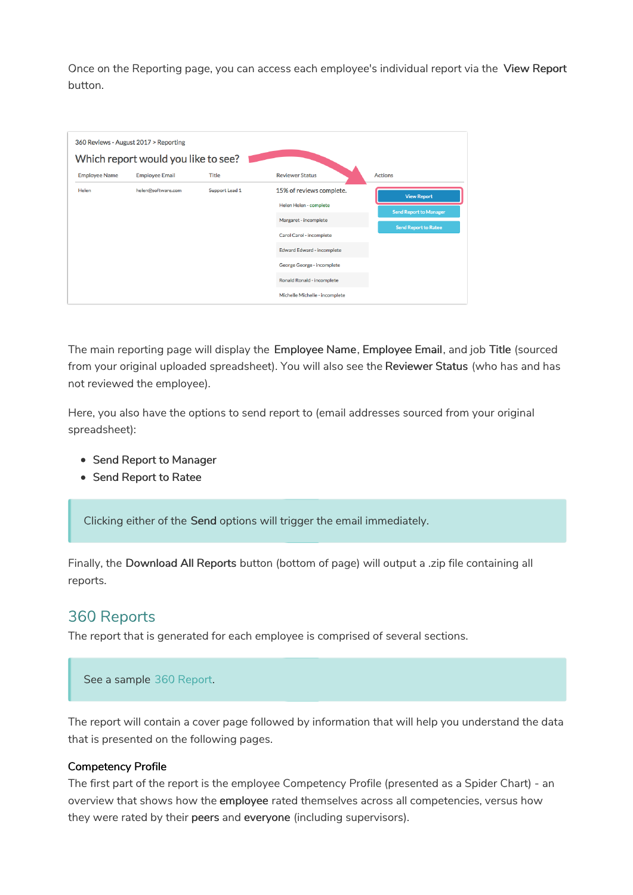Once on the Reporting page, you can access each employee's individual report via the **View Report** button.

The main reporting page will display the **Employee Name**, **Employee Email**, and job **Title** (sourced from your original uploaded spreadsheet). You will also see the **Reviewer Status** (who has and has not reviewed the employee).

Here, you also have the options to send report to (email addresses sourced from your original spreadsheet):

- Send Report to Manager
- Send Report to Ratee

> Clicking either of the **Send** options will trigger the email immediately.

Finally, the **Download All Reports** button (bottom of page) will output a .zip file containing all reports.

## 360 Reports

The report that is generated for each employee is comprised of several sections.

> See a sample 360 Report.

The report will contain a cover page followed by information that will help you understand the data that is presented on the following pages.

### Competency Profile

The first part of the report is the employee Competency Profile (presented as a Spider Chart) - an overview that shows how the **employee** rated themselves across all competencies, versus how they were rated by their **peers** and **everyone** (including supervisors).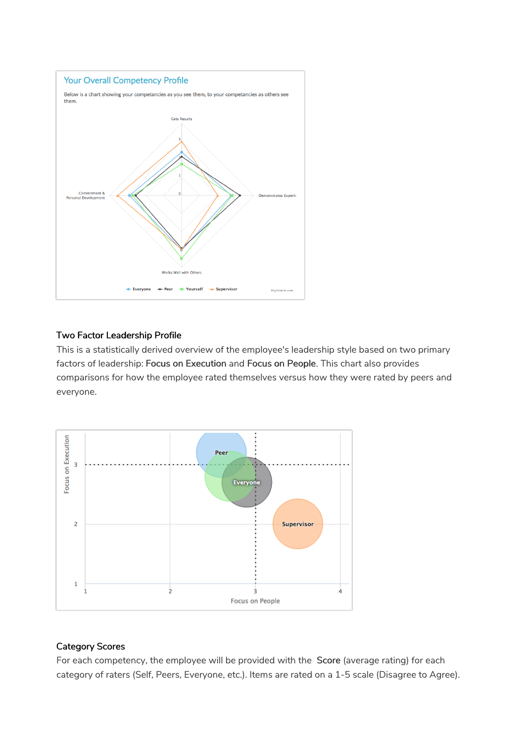### Two Factor Leadership Profile

This is a statistically derived overview of the employee's leadership style based on two primary factors of leadership: **Focus on Execution** and **Focus on People**. This chart also provides comparisons for how the employee rated themselves versus how they were rated by peers and everyone.

### Category Scores

For each competency, the employee will be provided with the **Score** (average rating) for each category of raters (Self, Peers, Everyone, etc.). Items are rated on a 1-5 scale (Disagree to Agree).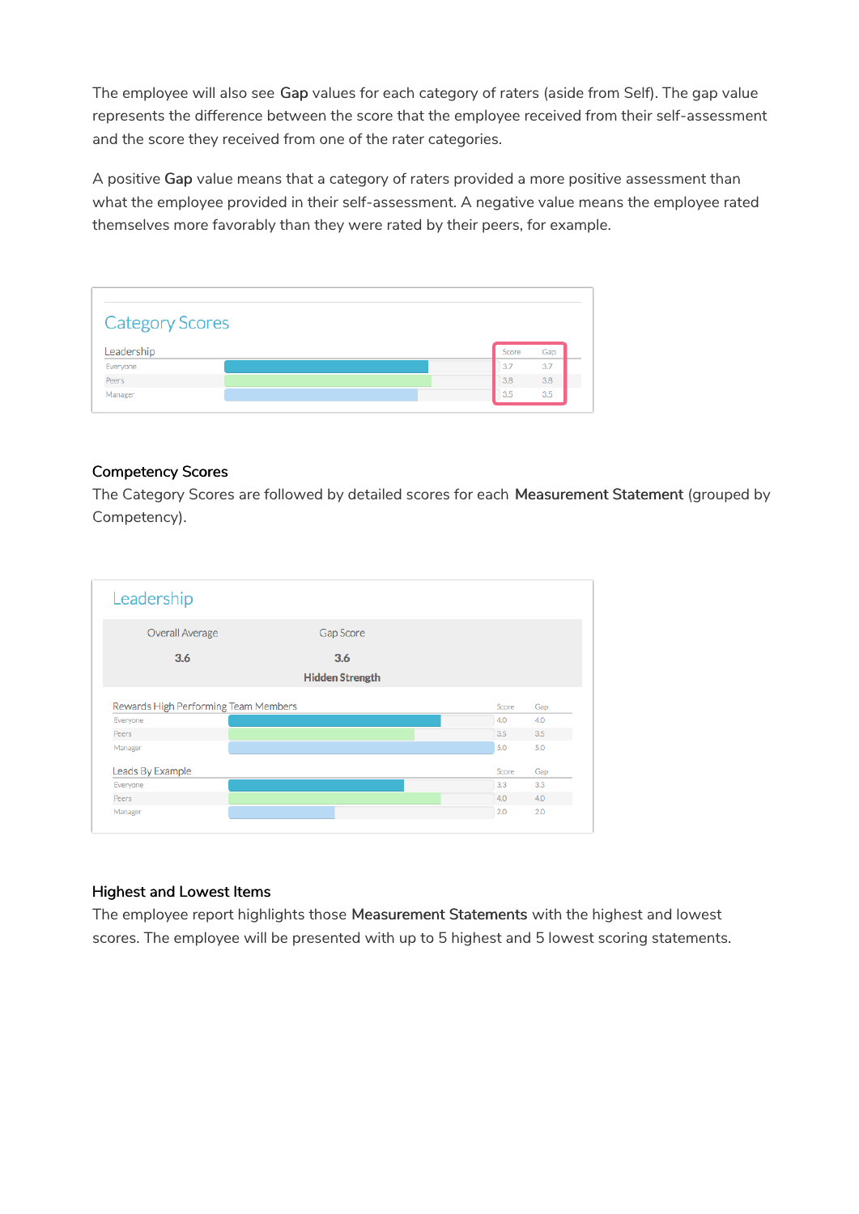The employee will also see **Gap** values for each category of raters (aside from Self). The gap value represents the difference between the score that the employee received from their self-assessment and the score they received from one of the rater categories.

A positive **Gap** value means that a category of raters provided a more positive assessment than what the employee provided in their self-assessment. A negative value means the employee rated themselves more favorably than they were rated by their peers, for example.

Category Scores

| Leadership | Score | Gap |
|---|---|---|
| Everyone | 3.7 | 3.7 |
| Peers | 3.8 | 3.8 |
| Manager | 3.5 | 3.5 |

### Competency Scores

The Category Scores are followed by detailed scores for each **Measurement Statement** (grouped by Competency).

Leadership

| Overall Average | Gap Score |
|---|---|
| 3.6 | 3.6 |
| | Hidden Strength |

| Rewards High Performing Team Members | Score | Gap |
|---|---|---|
| Everyone | 4.0 | 4.0 |
| Peers | 3.5 | 3.5 |
| Manager | 5.0 | 5.0 |

| Leads By Example | Score | Gap |
|---|---|---|
| Everyone | 3.3 | 3.3 |
| Peers | 4.0 | 4.0 |
| Manager | 2.0 | 2.0 |

### Highest and Lowest Items

The employee report highlights those **Measurement Statements** with the highest and lowest scores. The employee will be presented with up to 5 highest and 5 lowest scoring statements.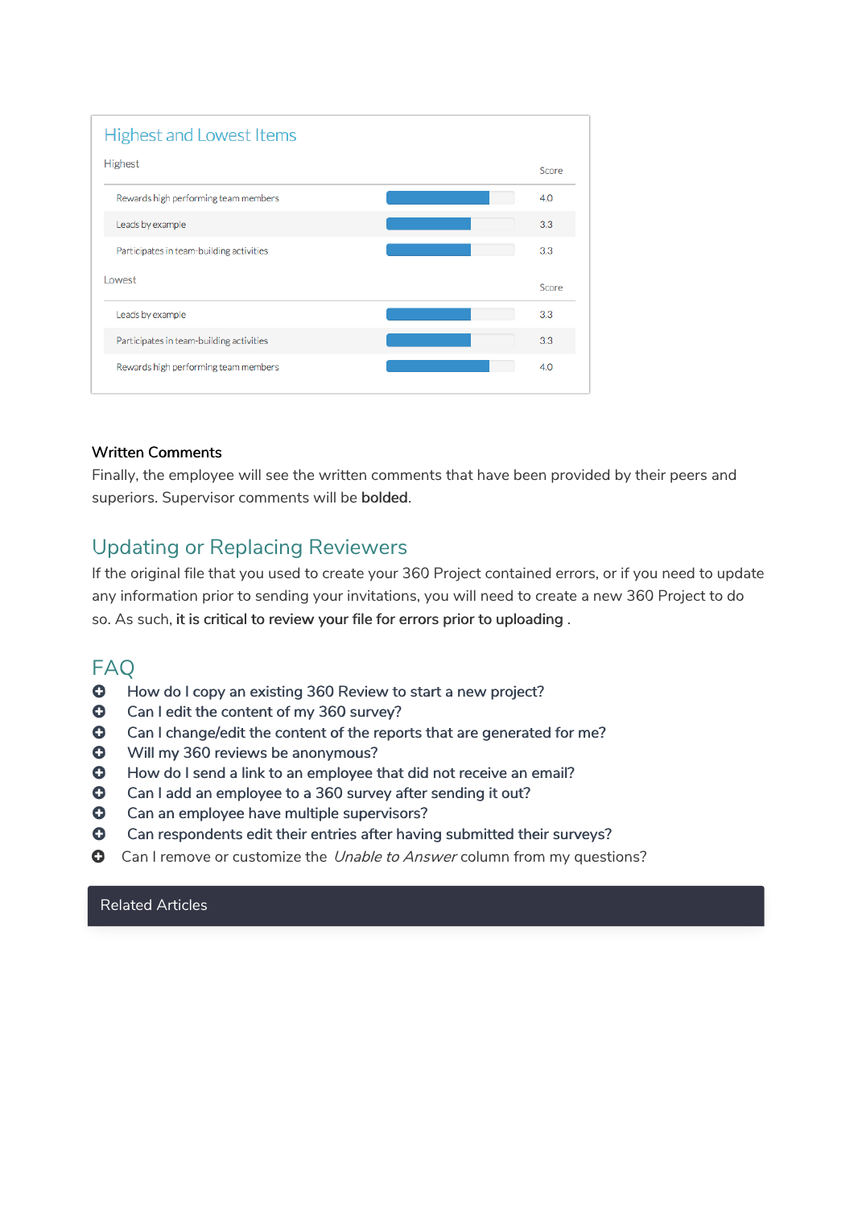Highest and Lowest Items

Highest

Score

Rewards high performing team members 4.0

Leads by example 3.3

Participates in team-building activities 3.3

Lowest

Score

Leads by example 3.3

Participates in team-building activities 3.3

Rewards high performing team members 4.0

#### Written Comments

Finally, the employee will see the written comments that have been provided by their peers and superiors. Supervisor comments will be **bolded**.

## Updating or Replacing Reviewers

If the original file that you used to create your 360 Project contained errors, or if you need to update any information prior to sending your invitations, you will need to create a new 360 Project to do so. As such, **it is critical to review your file for errors prior to uploading** .

## FAQ

- How do I copy an existing 360 Review to start a new project?
- Can I edit the content of my 360 survey?
- Can I change/edit the content of the reports that are generated for me?
- Will my 360 reviews be anonymous?
- How do I send a link to an employee that did not receive an email?
- Can I add an employee to a 360 survey after sending it out?
- Can an employee have multiple supervisors?
- Can respondents edit their entries after having submitted their surveys?
- Can I remove or customize the *Unable to Answer* column from my questions?

Related Articles